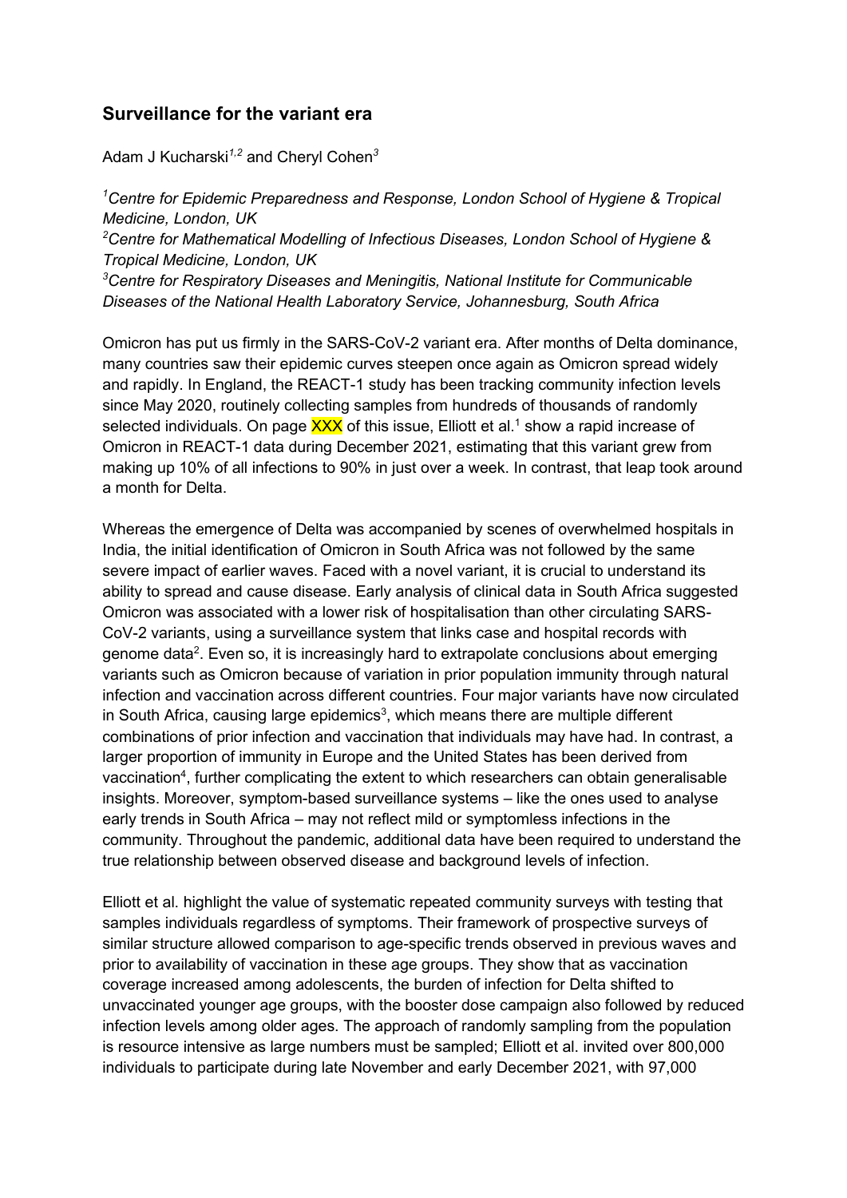## Surveillance for the variant era

Adam J Kucharski[1,2] and Cheryl Cohen[3]

[1]*Centre for Epidemic Preparedness and Response, London School of Hygiene & Tropical Medicine, London, UK*
[2]*Centre for Mathematical Modelling of Infectious Diseases, London School of Hygiene & Tropical Medicine, London, UK*
[3]*Centre for Respiratory Diseases and Meningitis, National Institute for Communicable Diseases of the National Health Laboratory Service, Johannesburg, South Africa*

Omicron has put us firmly in the SARS-CoV-2 variant era. After months of Delta dominance, many countries saw their epidemic curves steepen once again as Omicron spread widely and rapidly. In England, the REACT-1 study has been tracking community infection levels since May 2020, routinely collecting samples from hundreds of thousands of randomly selected individuals. On page XXX of this issue, Elliott et al.[1] show a rapid increase of Omicron in REACT-1 data during December 2021, estimating that this variant grew from making up 10% of all infections to 90% in just over a week. In contrast, that leap took around a month for Delta.

Whereas the emergence of Delta was accompanied by scenes of overwhelmed hospitals in India, the initial identification of Omicron in South Africa was not followed by the same severe impact of earlier waves. Faced with a novel variant, it is crucial to understand its ability to spread and cause disease. Early analysis of clinical data in South Africa suggested Omicron was associated with a lower risk of hospitalisation than other circulating SARS-CoV-2 variants, using a surveillance system that links case and hospital records with genome data[2]. Even so, it is increasingly hard to extrapolate conclusions about emerging variants such as Omicron because of variation in prior population immunity through natural infection and vaccination across different countries. Four major variants have now circulated in South Africa, causing large epidemics[3], which means there are multiple different combinations of prior infection and vaccination that individuals may have had. In contrast, a larger proportion of immunity in Europe and the United States has been derived from vaccination[4], further complicating the extent to which researchers can obtain generalisable insights. Moreover, symptom-based surveillance systems – like the ones used to analyse early trends in South Africa – may not reflect mild or symptomless infections in the community. Throughout the pandemic, additional data have been required to understand the true relationship between observed disease and background levels of infection.

Elliott et al. highlight the value of systematic repeated community surveys with testing that samples individuals regardless of symptoms. Their framework of prospective surveys of similar structure allowed comparison to age-specific trends observed in previous waves and prior to availability of vaccination in these age groups. They show that as vaccination coverage increased among adolescents, the burden of infection for Delta shifted to unvaccinated younger age groups, with the booster dose campaign also followed by reduced infection levels among older ages. The approach of randomly sampling from the population is resource intensive as large numbers must be sampled; Elliott et al. invited over 800,000 individuals to participate during late November and early December 2021, with 97,000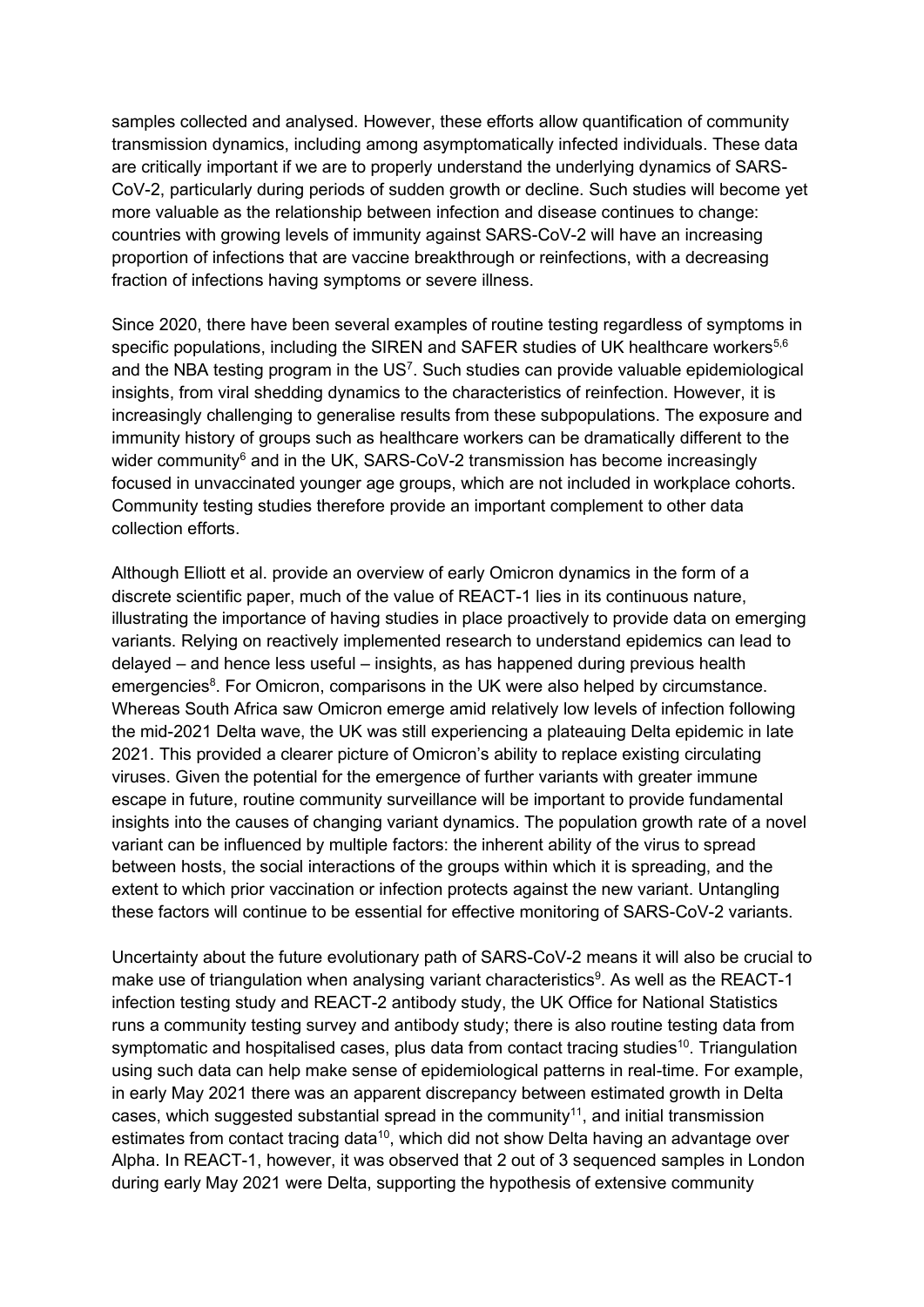samples collected and analysed. However, these efforts allow quantification of community transmission dynamics, including among asymptomatically infected individuals. These data are critically important if we are to properly understand the underlying dynamics of SARS-CoV-2, particularly during periods of sudden growth or decline. Such studies will become yet more valuable as the relationship between infection and disease continues to change: countries with growing levels of immunity against SARS-CoV-2 will have an increasing proportion of infections that are vaccine breakthrough or reinfections, with a decreasing fraction of infections having symptoms or severe illness.

Since 2020, there have been several examples of routine testing regardless of symptoms in specific populations, including the SIREN and SAFER studies of UK healthcare workers[5,6] and the NBA testing program in the US[7]. Such studies can provide valuable epidemiological insights, from viral shedding dynamics to the characteristics of reinfection. However, it is increasingly challenging to generalise results from these subpopulations. The exposure and immunity history of groups such as healthcare workers can be dramatically different to the wider community[6] and in the UK, SARS-CoV-2 transmission has become increasingly focused in unvaccinated younger age groups, which are not included in workplace cohorts. Community testing studies therefore provide an important complement to other data collection efforts.

Although Elliott et al. provide an overview of early Omicron dynamics in the form of a discrete scientific paper, much of the value of REACT-1 lies in its continuous nature, illustrating the importance of having studies in place proactively to provide data on emerging variants. Relying on reactively implemented research to understand epidemics can lead to delayed – and hence less useful – insights, as has happened during previous health emergencies[8]. For Omicron, comparisons in the UK were also helped by circumstance. Whereas South Africa saw Omicron emerge amid relatively low levels of infection following the mid-2021 Delta wave, the UK was still experiencing a plateauing Delta epidemic in late 2021. This provided a clearer picture of Omicron's ability to replace existing circulating viruses. Given the potential for the emergence of further variants with greater immune escape in future, routine community surveillance will be important to provide fundamental insights into the causes of changing variant dynamics. The population growth rate of a novel variant can be influenced by multiple factors: the inherent ability of the virus to spread between hosts, the social interactions of the groups within which it is spreading, and the extent to which prior vaccination or infection protects against the new variant. Untangling these factors will continue to be essential for effective monitoring of SARS-CoV-2 variants.

Uncertainty about the future evolutionary path of SARS-CoV-2 means it will also be crucial to make use of triangulation when analysing variant characteristics[9]. As well as the REACT-1 infection testing study and REACT-2 antibody study, the UK Office for National Statistics runs a community testing survey and antibody study; there is also routine testing data from symptomatic and hospitalised cases, plus data from contact tracing studies[10]. Triangulation using such data can help make sense of epidemiological patterns in real-time. For example, in early May 2021 there was an apparent discrepancy between estimated growth in Delta cases, which suggested substantial spread in the community[11], and initial transmission estimates from contact tracing data[10], which did not show Delta having an advantage over Alpha. In REACT-1, however, it was observed that 2 out of 3 sequenced samples in London during early May 2021 were Delta, supporting the hypothesis of extensive community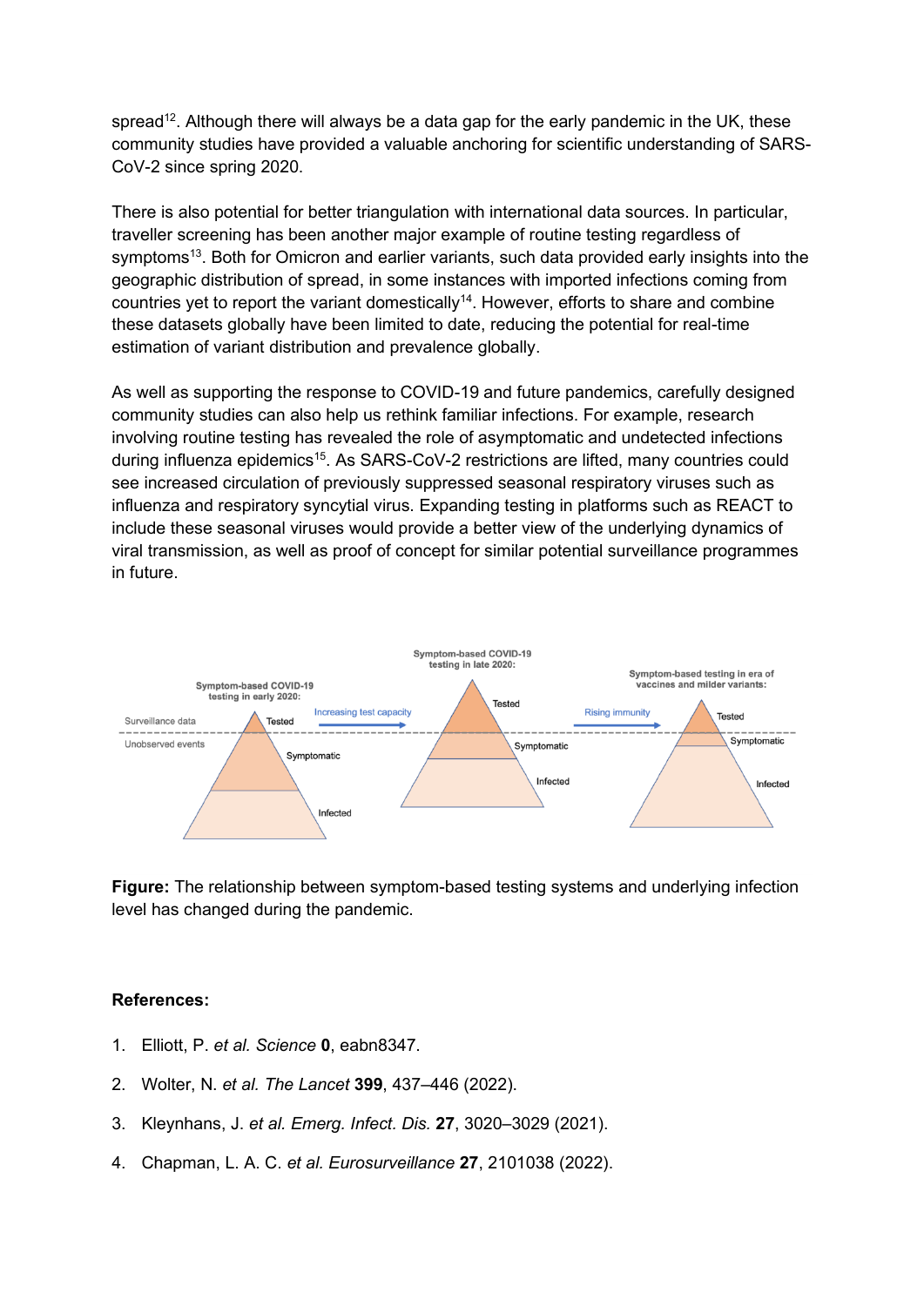spread[12]. Although there will always be a data gap for the early pandemic in the UK, these community studies have provided a valuable anchoring for scientific understanding of SARS-CoV-2 since spring 2020.

There is also potential for better triangulation with international data sources. In particular, traveller screening has been another major example of routine testing regardless of symptoms[13]. Both for Omicron and earlier variants, such data provided early insights into the geographic distribution of spread, in some instances with imported infections coming from countries yet to report the variant domestically[14]. However, efforts to share and combine these datasets globally have been limited to date, reducing the potential for real-time estimation of variant distribution and prevalence globally.

As well as supporting the response to COVID-19 and future pandemics, carefully designed community studies can also help us rethink familiar infections. For example, research involving routine testing has revealed the role of asymptomatic and undetected infections during influenza epidemics[15]. As SARS-CoV-2 restrictions are lifted, many countries could see increased circulation of previously suppressed seasonal respiratory viruses such as influenza and respiratory syncytial virus. Expanding testing in platforms such as REACT to include these seasonal viruses would provide a better view of the underlying dynamics of viral transmission, as well as proof of concept for similar potential surveillance programmes in future.

**Figure:** The relationship between symptom-based testing systems and underlying infection level has changed during the pandemic.

**References:**

1. Elliott, P. *et al. Science* **0**, eabn8347.
2. Wolter, N. *et al. The Lancet* **399**, 437–446 (2022).
3. Kleynhans, J. *et al. Emerg. Infect. Dis.* **27**, 3020–3029 (2021).
4. Chapman, L. A. C. *et al. Eurosurveillance* **27**, 2101038 (2022).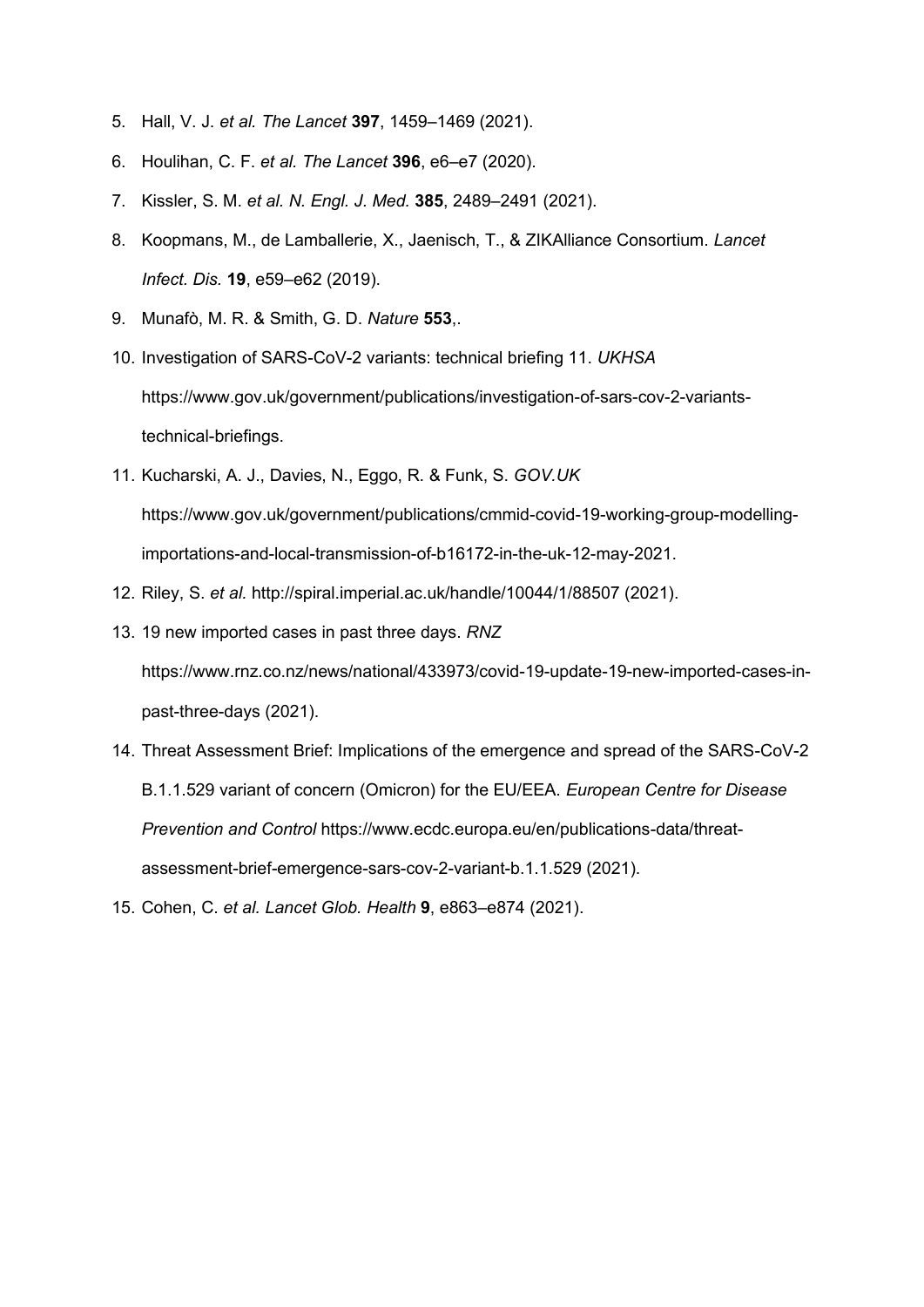5. Hall, V. J. *et al. The Lancet* **397**, 1459–1469 (2021).
6. Houlihan, C. F. *et al. The Lancet* **396**, e6–e7 (2020).
7. Kissler, S. M. *et al. N. Engl. J. Med.* **385**, 2489–2491 (2021).
8. Koopmans, M., de Lamballerie, X., Jaenisch, T., & ZIKAlliance Consortium. *Lancet Infect. Dis.* **19**, e59–e62 (2019).
9. Munafò, M. R. & Smith, G. D. *Nature* **553**,.
10. Investigation of SARS-CoV-2 variants: technical briefing 11. *UKHSA* https://www.gov.uk/government/publications/investigation-of-sars-cov-2-variants-technical-briefings.
11. Kucharski, A. J., Davies, N., Eggo, R. & Funk, S. *GOV.UK* https://www.gov.uk/government/publications/cmmid-covid-19-working-group-modelling-importations-and-local-transmission-of-b16172-in-the-uk-12-may-2021.
12. Riley, S. *et al.* http://spiral.imperial.ac.uk/handle/10044/1/88507 (2021).
13. 19 new imported cases in past three days. *RNZ* https://www.rnz.co.nz/news/national/433973/covid-19-update-19-new-imported-cases-in-past-three-days (2021).
14. Threat Assessment Brief: Implications of the emergence and spread of the SARS-CoV-2 B.1.1.529 variant of concern (Omicron) for the EU/EEA. *European Centre for Disease Prevention and Control* https://www.ecdc.europa.eu/en/publications-data/threat-assessment-brief-emergence-sars-cov-2-variant-b.1.1.529 (2021).
15. Cohen, C. *et al. Lancet Glob. Health* **9**, e863–e874 (2021).